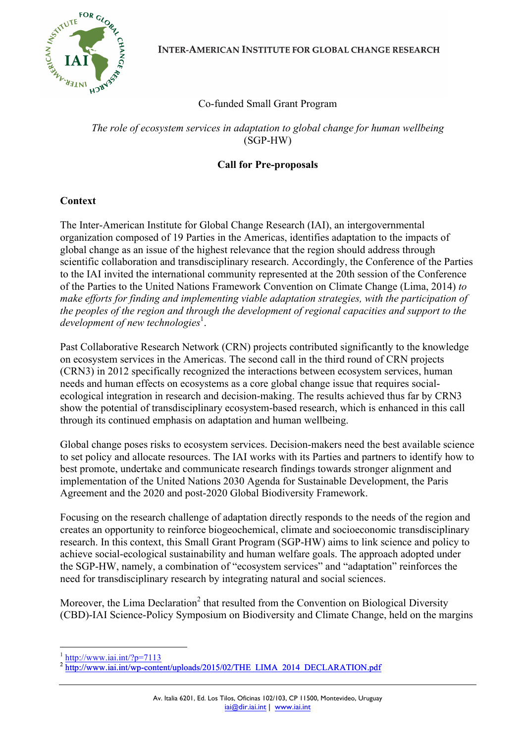INTER-AMERICAN INSTITUTE FOR GLOBAL CHANGE RESEARCH

Co-funded Small Grant Program

*The role of ecosystem services in adaptation to global change for human wellbeing* (SGP-HW)

**Call for Pre-proposals**

## Context

The Inter-American Institute for Global Change Research (IAI), an intergovernmental organization composed of 19 Parties in the Americas, identifies adaptation to the impacts of global change as an issue of the highest relevance that the region should address through scientific collaboration and transdisciplinary research. Accordingly, the Conference of the Parties to the IAI invited the international community represented at the 20th session of the Conference of the Parties to the United Nations Framework Convention on Climate Change (Lima, 2014) *to make efforts for finding and implementing viable adaptation strategies, with the participation of the peoples of the region and through the development of regional capacities and support to the development of new technologies*[1].

Past Collaborative Research Network (CRN) projects contributed significantly to the knowledge on ecosystem services in the Americas. The second call in the third round of CRN projects (CRN3) in 2012 specifically recognized the interactions between ecosystem services, human needs and human effects on ecosystems as a core global change issue that requires social-ecological integration in research and decision-making. The results achieved thus far by CRN3 show the potential of transdisciplinary ecosystem-based research, which is enhanced in this call through its continued emphasis on adaptation and human wellbeing.

Global change poses risks to ecosystem services. Decision-makers need the best available science to set policy and allocate resources. The IAI works with its Parties and partners to identify how to best promote, undertake and communicate research findings towards stronger alignment and implementation of the United Nations 2030 Agenda for Sustainable Development, the Paris Agreement and the 2020 and post-2020 Global Biodiversity Framework.

Focusing on the research challenge of adaptation directly responds to the needs of the region and creates an opportunity to reinforce biogeochemical, climate and socioeconomic transdisciplinary research. In this context, this Small Grant Program (SGP-HW) aims to link science and policy to achieve social-ecological sustainability and human welfare goals. The approach adopted under the SGP-HW, namely, a combination of "ecosystem services" and "adaptation" reinforces the need for transdisciplinary research by integrating natural and social sciences.

Moreover, the Lima Declaration[2] that resulted from the Convention on Biological Diversity (CBD)-IAI Science-Policy Symposium on Biodiversity and Climate Change, held on the margins

---

[1] http://www.iai.int/?p=7113

[2] http://www.iai.int/wp-content/uploads/2015/02/THE_LIMA_2014_DECLARATION.pdf

Av. Italia 6201, Ed. Los Tilos, Oficinas 102/103, CP 11500, Montevideo, Uruguay
iai@dir.iai.int | www.iai.int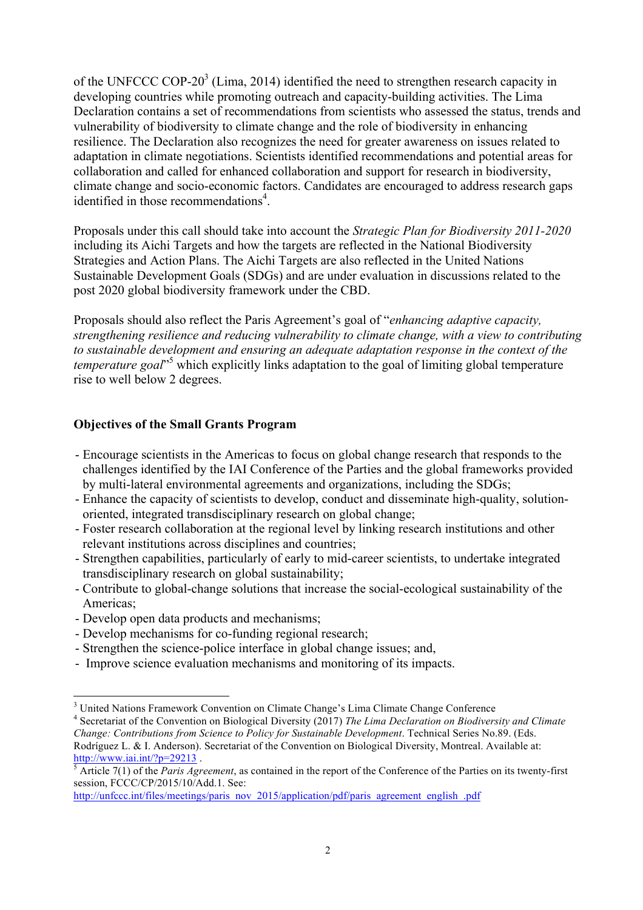of the UNFCCC COP-20[3] (Lima, 2014) identified the need to strengthen research capacity in developing countries while promoting outreach and capacity-building activities. The Lima Declaration contains a set of recommendations from scientists who assessed the status, trends and vulnerability of biodiversity to climate change and the role of biodiversity in enhancing resilience. The Declaration also recognizes the need for greater awareness on issues related to adaptation in climate negotiations. Scientists identified recommendations and potential areas for collaboration and called for enhanced collaboration and support for research in biodiversity, climate change and socio-economic factors. Candidates are encouraged to address research gaps identified in those recommendations[4].

Proposals under this call should take into account the *Strategic Plan for Biodiversity 2011-2020* including its Aichi Targets and how the targets are reflected in the National Biodiversity Strategies and Action Plans. The Aichi Targets are also reflected in the United Nations Sustainable Development Goals (SDGs) and are under evaluation in discussions related to the post 2020 global biodiversity framework under the CBD.

Proposals should also reflect the Paris Agreement's goal of "*enhancing adaptive capacity, strengthening resilience and reducing vulnerability to climate change, with a view to contributing to sustainable development and ensuring an adequate adaptation response in the context of the temperature goal*"[5] which explicitly links adaptation to the goal of limiting global temperature rise to well below 2 degrees.

**Objectives of the Small Grants Program**

- Encourage scientists in the Americas to focus on global change research that responds to the challenges identified by the IAI Conference of the Parties and the global frameworks provided by multi-lateral environmental agreements and organizations, including the SDGs;
- Enhance the capacity of scientists to develop, conduct and disseminate high-quality, solution-oriented, integrated transdisciplinary research on global change;
- Foster research collaboration at the regional level by linking research institutions and other relevant institutions across disciplines and countries;
- Strengthen capabilities, particularly of early to mid-career scientists, to undertake integrated transdisciplinary research on global sustainability;
- Contribute to global-change solutions that increase the social-ecological sustainability of the Americas;
- Develop open data products and mechanisms;
- Develop mechanisms for co-funding regional research;
- Strengthen the science-police interface in global change issues; and,
- Improve science evaluation mechanisms and monitoring of its impacts.

---

[3] United Nations Framework Convention on Climate Change's Lima Climate Change Conference

[4] Secretariat of the Convention on Biological Diversity (2017) *The Lima Declaration on Biodiversity and Climate Change: Contributions from Science to Policy for Sustainable Development*. Technical Series No.89. (Eds. Rodríguez L. & I. Anderson). Secretariat of the Convention on Biological Diversity, Montreal. Available at: http://www.iai.int/?p=29213 .

[5] Article 7(1) of the *Paris Agreement*, as contained in the report of the Conference of the Parties on its twenty-first session, FCCC/CP/2015/10/Add.1. See: http://unfccc.int/files/meetings/paris_nov_2015/application/pdf/paris_agreement_english_.pdf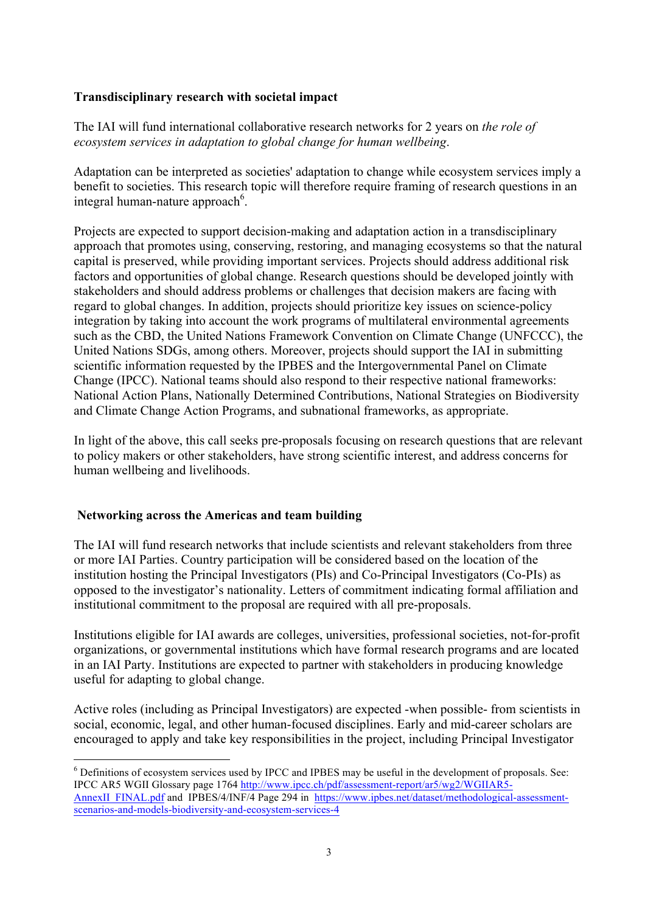## Transdisciplinary research with societal impact

The IAI will fund international collaborative research networks for 2 years on *the role of ecosystem services in adaptation to global change for human wellbeing*.

Adaptation can be interpreted as societies' adaptation to change while ecosystem services imply a benefit to societies. This research topic will therefore require framing of research questions in an integral human-nature approach[6].

Projects are expected to support decision-making and adaptation action in a transdisciplinary approach that promotes using, conserving, restoring, and managing ecosystems so that the natural capital is preserved, while providing important services. Projects should address additional risk factors and opportunities of global change. Research questions should be developed jointly with stakeholders and should address problems or challenges that decision makers are facing with regard to global changes. In addition, projects should prioritize key issues on science-policy integration by taking into account the work programs of multilateral environmental agreements such as the CBD, the United Nations Framework Convention on Climate Change (UNFCCC), the United Nations SDGs, among others. Moreover, projects should support the IAI in submitting scientific information requested by the IPBES and the Intergovernmental Panel on Climate Change (IPCC). National teams should also respond to their respective national frameworks: National Action Plans, Nationally Determined Contributions, National Strategies on Biodiversity and Climate Change Action Programs, and subnational frameworks, as appropriate.

In light of the above, this call seeks pre-proposals focusing on research questions that are relevant to policy makers or other stakeholders, have strong scientific interest, and address concerns for human wellbeing and livelihoods.

## Networking across the Americas and team building

The IAI will fund research networks that include scientists and relevant stakeholders from three or more IAI Parties. Country participation will be considered based on the location of the institution hosting the Principal Investigators (PIs) and Co-Principal Investigators (Co-PIs) as opposed to the investigator's nationality. Letters of commitment indicating formal affiliation and institutional commitment to the proposal are required with all pre-proposals.

Institutions eligible for IAI awards are colleges, universities, professional societies, not-for-profit organizations, or governmental institutions which have formal research programs and are located in an IAI Party. Institutions are expected to partner with stakeholders in producing knowledge useful for adapting to global change.

Active roles (including as Principal Investigators) are expected -when possible- from scientists in social, economic, legal, and other human-focused disciplines. Early and mid-career scholars are encouraged to apply and take key responsibilities in the project, including Principal Investigator

---

[6] Definitions of ecosystem services used by IPCC and IPBES may be useful in the development of proposals. See: IPCC AR5 WGII Glossary page 1764 http://www.ipcc.ch/pdf/assessment-report/ar5/wg2/WGIIAR5-AnnexII_FINAL.pdf and IPBES/4/INF/4 Page 294 in https://www.ipbes.net/dataset/methodological-assessment-scenarios-and-models-biodiversity-and-ecosystem-services-4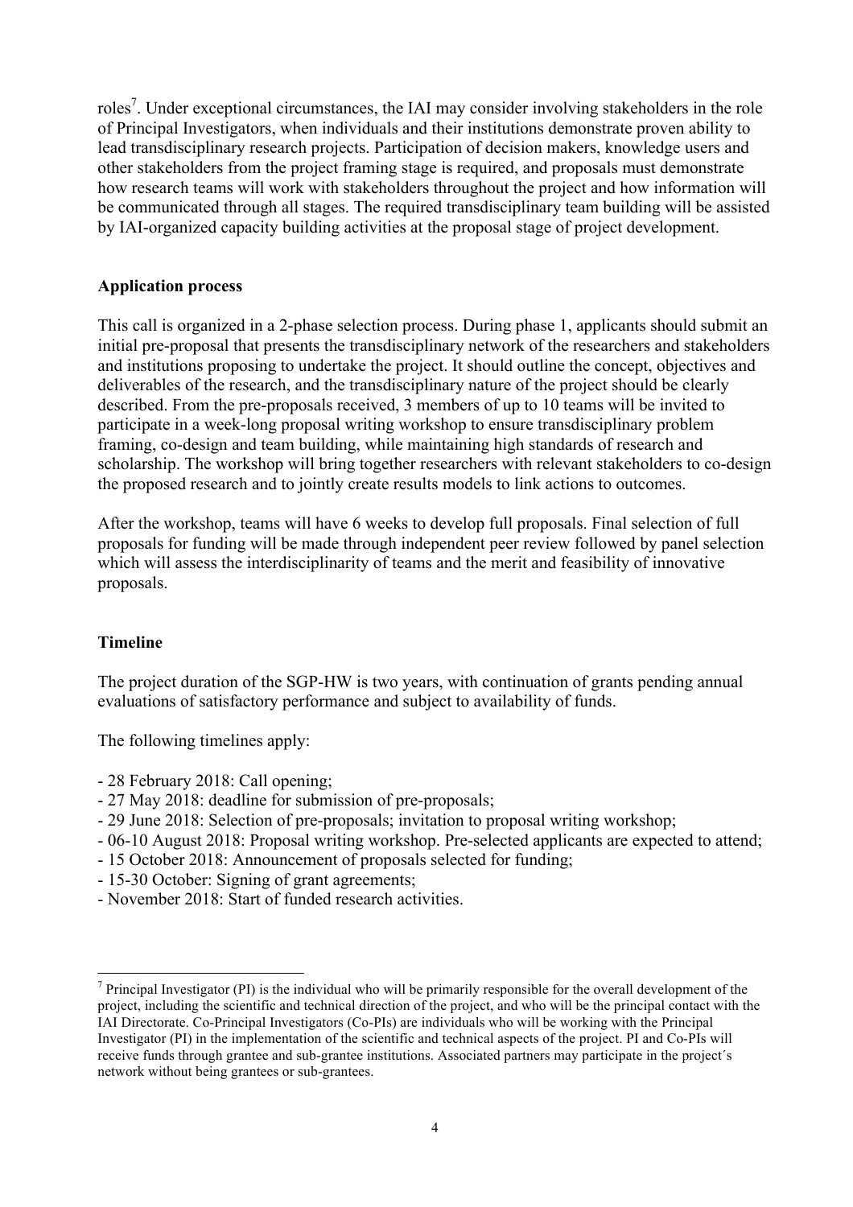roles[7]. Under exceptional circumstances, the IAI may consider involving stakeholders in the role of Principal Investigators, when individuals and their institutions demonstrate proven ability to lead transdisciplinary research projects. Participation of decision makers, knowledge users and other stakeholders from the project framing stage is required, and proposals must demonstrate how research teams will work with stakeholders throughout the project and how information will be communicated through all stages. The required transdisciplinary team building will be assisted by IAI-organized capacity building activities at the proposal stage of project development.

**Application process**

This call is organized in a 2-phase selection process. During phase 1, applicants should submit an initial pre-proposal that presents the transdisciplinary network of the researchers and stakeholders and institutions proposing to undertake the project. It should outline the concept, objectives and deliverables of the research, and the transdisciplinary nature of the project should be clearly described. From the pre-proposals received, 3 members of up to 10 teams will be invited to participate in a week-long proposal writing workshop to ensure transdisciplinary problem framing, co-design and team building, while maintaining high standards of research and scholarship. The workshop will bring together researchers with relevant stakeholders to co-design the proposed research and to jointly create results models to link actions to outcomes.

After the workshop, teams will have 6 weeks to develop full proposals. Final selection of full proposals for funding will be made through independent peer review followed by panel selection which will assess the interdisciplinarity of teams and the merit and feasibility of innovative proposals.

**Timeline**

The project duration of the SGP-HW is two years, with continuation of grants pending annual evaluations of satisfactory performance and subject to availability of funds.

The following timelines apply:

- 28 February 2018: Call opening;
- 27 May 2018: deadline for submission of pre-proposals;
- 29 June 2018: Selection of pre-proposals; invitation to proposal writing workshop;
- 06-10 August 2018: Proposal writing workshop. Pre-selected applicants are expected to attend;
- 15 October 2018: Announcement of proposals selected for funding;
- 15-30 October: Signing of grant agreements;
- November 2018: Start of funded research activities.

[7] Principal Investigator (PI) is the individual who will be primarily responsible for the overall development of the project, including the scientific and technical direction of the project, and who will be the principal contact with the IAI Directorate. Co-Principal Investigators (Co-PIs) are individuals who will be working with the Principal Investigator (PI) in the implementation of the scientific and technical aspects of the project. PI and Co-PIs will receive funds through grantee and sub-grantee institutions. Associated partners may participate in the project´s network without being grantees or sub-grantees.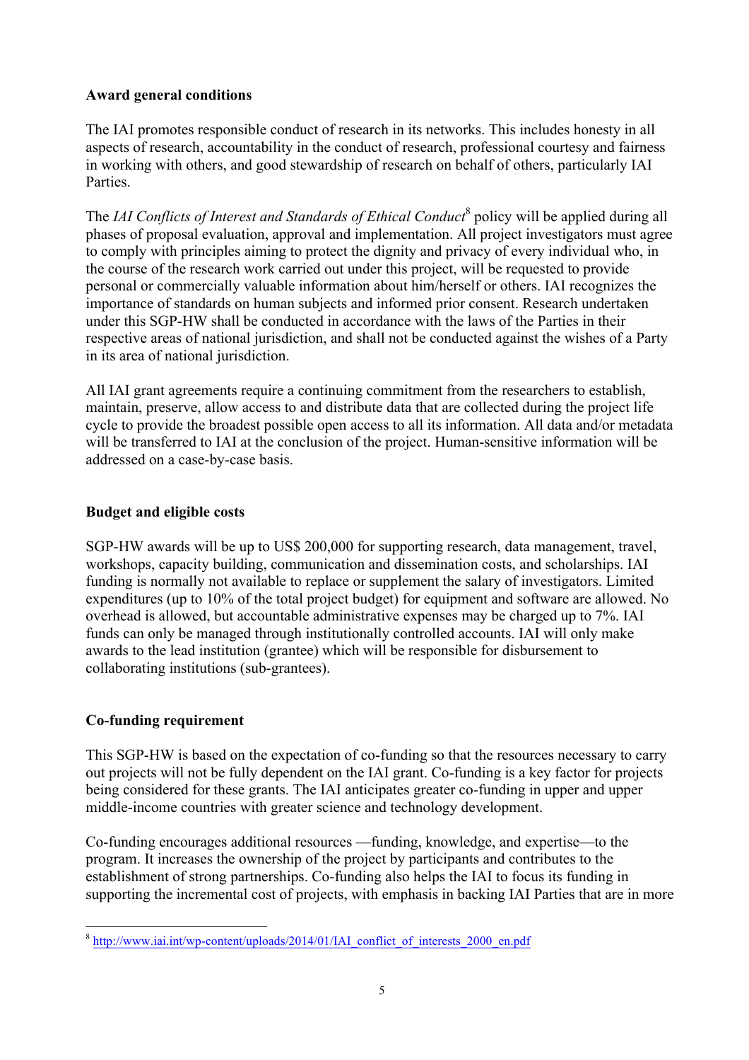**Award general conditions**

The IAI promotes responsible conduct of research in its networks. This includes honesty in all aspects of research, accountability in the conduct of research, professional courtesy and fairness in working with others, and good stewardship of research on behalf of others, particularly IAI Parties.

The *IAI Conflicts of Interest and Standards of Ethical Conduct*[8] policy will be applied during all phases of proposal evaluation, approval and implementation. All project investigators must agree to comply with principles aiming to protect the dignity and privacy of every individual who, in the course of the research work carried out under this project, will be requested to provide personal or commercially valuable information about him/herself or others. IAI recognizes the importance of standards on human subjects and informed prior consent. Research undertaken under this SGP-HW shall be conducted in accordance with the laws of the Parties in their respective areas of national jurisdiction, and shall not be conducted against the wishes of a Party in its area of national jurisdiction.

All IAI grant agreements require a continuing commitment from the researchers to establish, maintain, preserve, allow access to and distribute data that are collected during the project life cycle to provide the broadest possible open access to all its information. All data and/or metadata will be transferred to IAI at the conclusion of the project. Human-sensitive information will be addressed on a case-by-case basis.

**Budget and eligible costs**

SGP-HW awards will be up to US$ 200,000 for supporting research, data management, travel, workshops, capacity building, communication and dissemination costs, and scholarships. IAI funding is normally not available to replace or supplement the salary of investigators. Limited expenditures (up to 10% of the total project budget) for equipment and software are allowed. No overhead is allowed, but accountable administrative expenses may be charged up to 7%. IAI funds can only be managed through institutionally controlled accounts. IAI will only make awards to the lead institution (grantee) which will be responsible for disbursement to collaborating institutions (sub-grantees).

**Co-funding requirement**

This SGP-HW is based on the expectation of co-funding so that the resources necessary to carry out projects will not be fully dependent on the IAI grant. Co-funding is a key factor for projects being considered for these grants. The IAI anticipates greater co-funding in upper and upper middle-income countries with greater science and technology development.

Co-funding encourages additional resources —funding, knowledge, and expertise—to the program. It increases the ownership of the project by participants and contributes to the establishment of strong partnerships. Co-funding also helps the IAI to focus its funding in supporting the incremental cost of projects, with emphasis in backing IAI Parties that are in more

[8] http://www.iai.int/wp-content/uploads/2014/01/IAI_conflict_of_interests_2000_en.pdf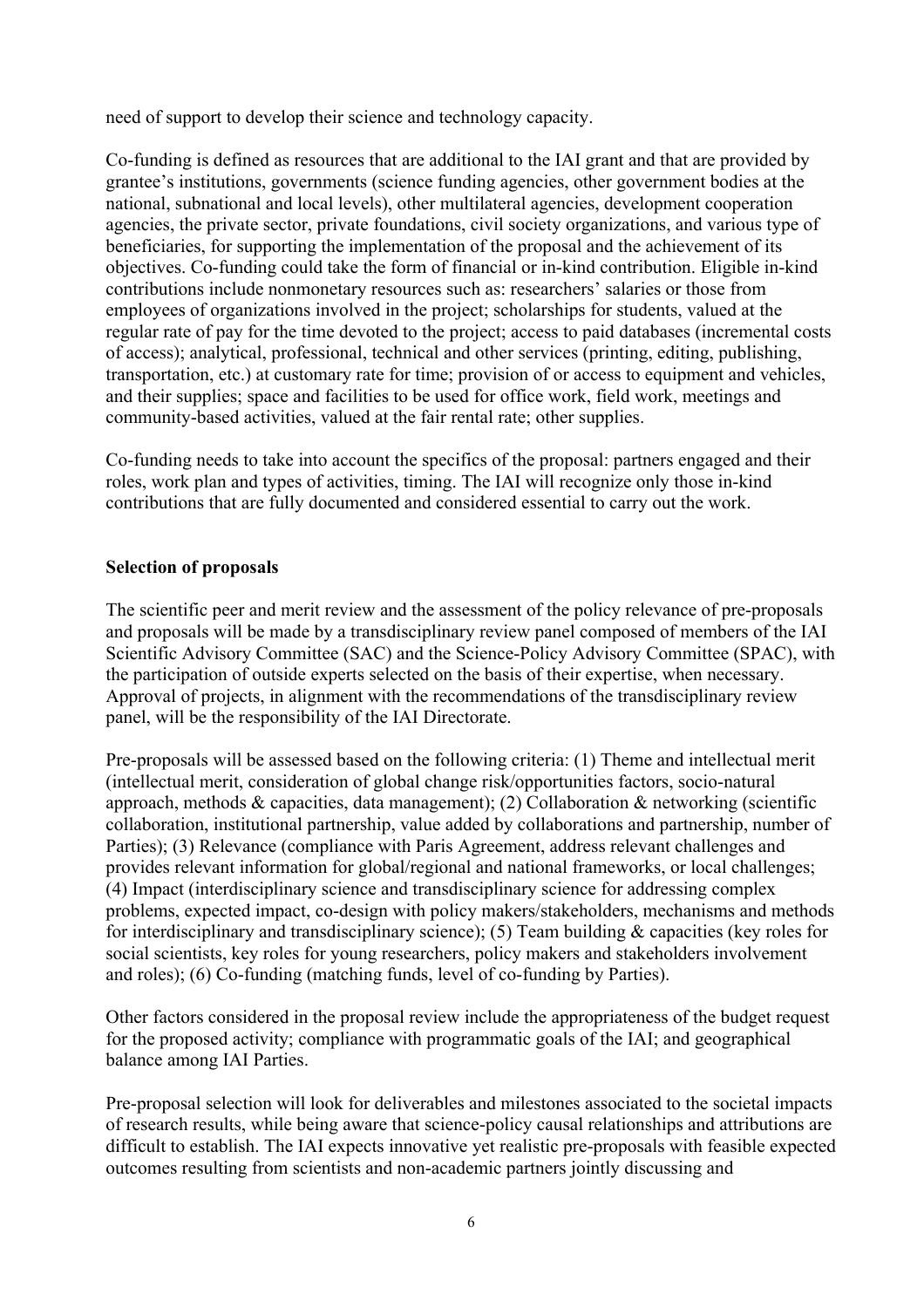need of support to develop their science and technology capacity.

Co-funding is defined as resources that are additional to the IAI grant and that are provided by grantee's institutions, governments (science funding agencies, other government bodies at the national, subnational and local levels), other multilateral agencies, development cooperation agencies, the private sector, private foundations, civil society organizations, and various type of beneficiaries, for supporting the implementation of the proposal and the achievement of its objectives. Co-funding could take the form of financial or in-kind contribution. Eligible in-kind contributions include nonmonetary resources such as: researchers' salaries or those from employees of organizations involved in the project; scholarships for students, valued at the regular rate of pay for the time devoted to the project; access to paid databases (incremental costs of access); analytical, professional, technical and other services (printing, editing, publishing, transportation, etc.) at customary rate for time; provision of or access to equipment and vehicles, and their supplies; space and facilities to be used for office work, field work, meetings and community-based activities, valued at the fair rental rate; other supplies.

Co-funding needs to take into account the specifics of the proposal: partners engaged and their roles, work plan and types of activities, timing. The IAI will recognize only those in-kind contributions that are fully documented and considered essential to carry out the work.

**Selection of proposals**

The scientific peer and merit review and the assessment of the policy relevance of pre-proposals and proposals will be made by a transdisciplinary review panel composed of members of the IAI Scientific Advisory Committee (SAC) and the Science-Policy Advisory Committee (SPAC), with the participation of outside experts selected on the basis of their expertise, when necessary. Approval of projects, in alignment with the recommendations of the transdisciplinary review panel, will be the responsibility of the IAI Directorate.

Pre-proposals will be assessed based on the following criteria: (1) Theme and intellectual merit (intellectual merit, consideration of global change risk/opportunities factors, socio-natural approach, methods & capacities, data management); (2) Collaboration & networking (scientific collaboration, institutional partnership, value added by collaborations and partnership, number of Parties); (3) Relevance (compliance with Paris Agreement, address relevant challenges and provides relevant information for global/regional and national frameworks, or local challenges; (4) Impact (interdisciplinary science and transdisciplinary science for addressing complex problems, expected impact, co-design with policy makers/stakeholders, mechanisms and methods for interdisciplinary and transdisciplinary science); (5) Team building & capacities (key roles for social scientists, key roles for young researchers, policy makers and stakeholders involvement and roles); (6) Co-funding (matching funds, level of co-funding by Parties).

Other factors considered in the proposal review include the appropriateness of the budget request for the proposed activity; compliance with programmatic goals of the IAI; and geographical balance among IAI Parties.

Pre-proposal selection will look for deliverables and milestones associated to the societal impacts of research results, while being aware that science-policy causal relationships and attributions are difficult to establish. The IAI expects innovative yet realistic pre-proposals with feasible expected outcomes resulting from scientists and non-academic partners jointly discussing and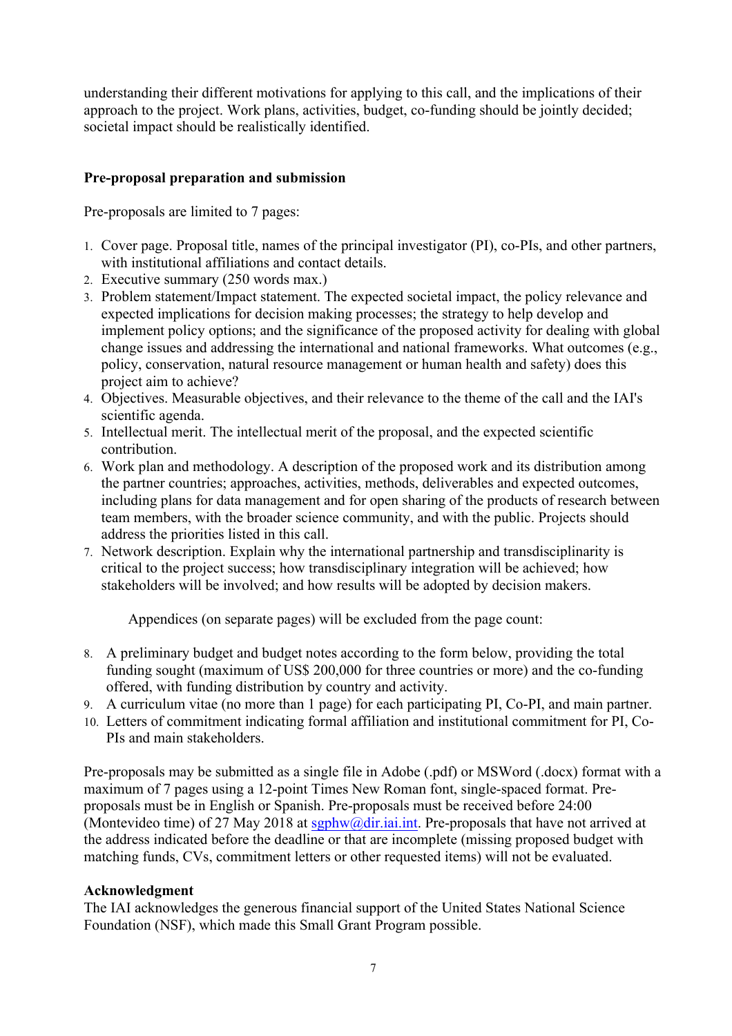understanding their different motivations for applying to this call, and the implications of their approach to the project. Work plans, activities, budget, co-funding should be jointly decided; societal impact should be realistically identified.

### Pre-proposal preparation and submission

Pre-proposals are limited to 7 pages:

1. Cover page. Proposal title, names of the principal investigator (PI), co-PIs, and other partners, with institutional affiliations and contact details.
2. Executive summary (250 words max.)
3. Problem statement/Impact statement. The expected societal impact, the policy relevance and expected implications for decision making processes; the strategy to help develop and implement policy options; and the significance of the proposed activity for dealing with global change issues and addressing the international and national frameworks. What outcomes (e.g., policy, conservation, natural resource management or human health and safety) does this project aim to achieve?
4. Objectives. Measurable objectives, and their relevance to the theme of the call and the IAI's scientific agenda.
5. Intellectual merit. The intellectual merit of the proposal, and the expected scientific contribution.
6. Work plan and methodology. A description of the proposed work and its distribution among the partner countries; approaches, activities, methods, deliverables and expected outcomes, including plans for data management and for open sharing of the products of research between team members, with the broader science community, and with the public. Projects should address the priorities listed in this call.
7. Network description. Explain why the international partnership and transdisciplinarity is critical to the project success; how transdisciplinary integration will be achieved; how stakeholders will be involved; and how results will be adopted by decision makers.

Appendices (on separate pages) will be excluded from the page count:

8. A preliminary budget and budget notes according to the form below, providing the total funding sought (maximum of US$ 200,000 for three countries or more) and the co-funding offered, with funding distribution by country and activity.
9. A curriculum vitae (no more than 1 page) for each participating PI, Co-PI, and main partner.
10. Letters of commitment indicating formal affiliation and institutional commitment for PI, Co-PIs and main stakeholders.

Pre-proposals may be submitted as a single file in Adobe (.pdf) or MSWord (.docx) format with a maximum of 7 pages using a 12-point Times New Roman font, single-spaced format. Pre-proposals must be in English or Spanish. Pre-proposals must be received before 24:00 (Montevideo time) of 27 May 2018 at sgphw@dir.iai.int. Pre-proposals that have not arrived at the address indicated before the deadline or that are incomplete (missing proposed budget with matching funds, CVs, commitment letters or other requested items) will not be evaluated.

### Acknowledgment

The IAI acknowledges the generous financial support of the United States National Science Foundation (NSF), which made this Small Grant Program possible.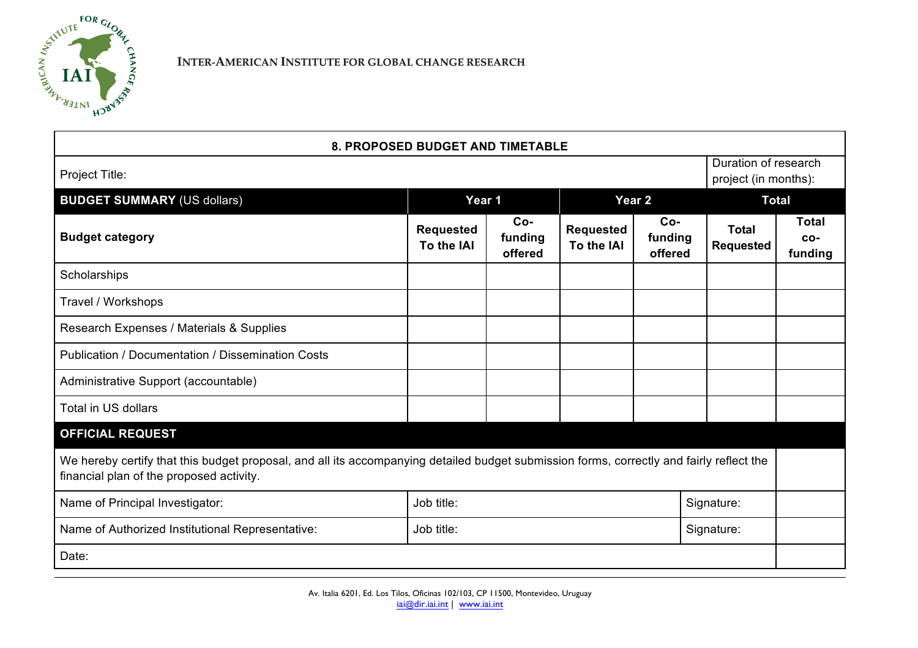INTER-AMERICAN INSTITUTE FOR GLOBAL CHANGE RESEARCH

| 8. PROPOSED BUDGET AND TIMETABLE | | | | | | |
|---|---|---|---|---|---|---|
| Project Title: | | | | | Duration of research project (in months): | |
| **BUDGET SUMMARY** (US dollars) | **Year 1** | | **Year 2** | | **Total** | |
| **Budget category** | **Requested To the IAI** | **Co-funding offered** | **Requested To the IAI** | **Co-funding offered** | **Total Requested** | **Total co-funding** |
| Scholarships | | | | | | |
| Travel / Workshops | | | | | | |
| Research Expenses / Materials & Supplies | | | | | | |
| Publication / Documentation / Dissemination Costs | | | | | | |
| Administrative Support (accountable) | | | | | | |
| Total in US dollars | | | | | | |

| **OFFICIAL REQUEST** | | |
|---|---|---|
| We hereby certify that this budget proposal, and all its accompanying detailed budget submission forms, correctly and fairly reflect the financial plan of the proposed activity. | | |
| Name of Principal Investigator: | Job title: | Signature: |
| Name of Authorized Institutional Representative: | Job title: | Signature: |
| Date: | | |

Av. Italia 6201, Ed. Los Tilos, Oficinas 102/103, CP 11500, Montevideo, Uruguay
iai@dir.iai.int | www.iai.int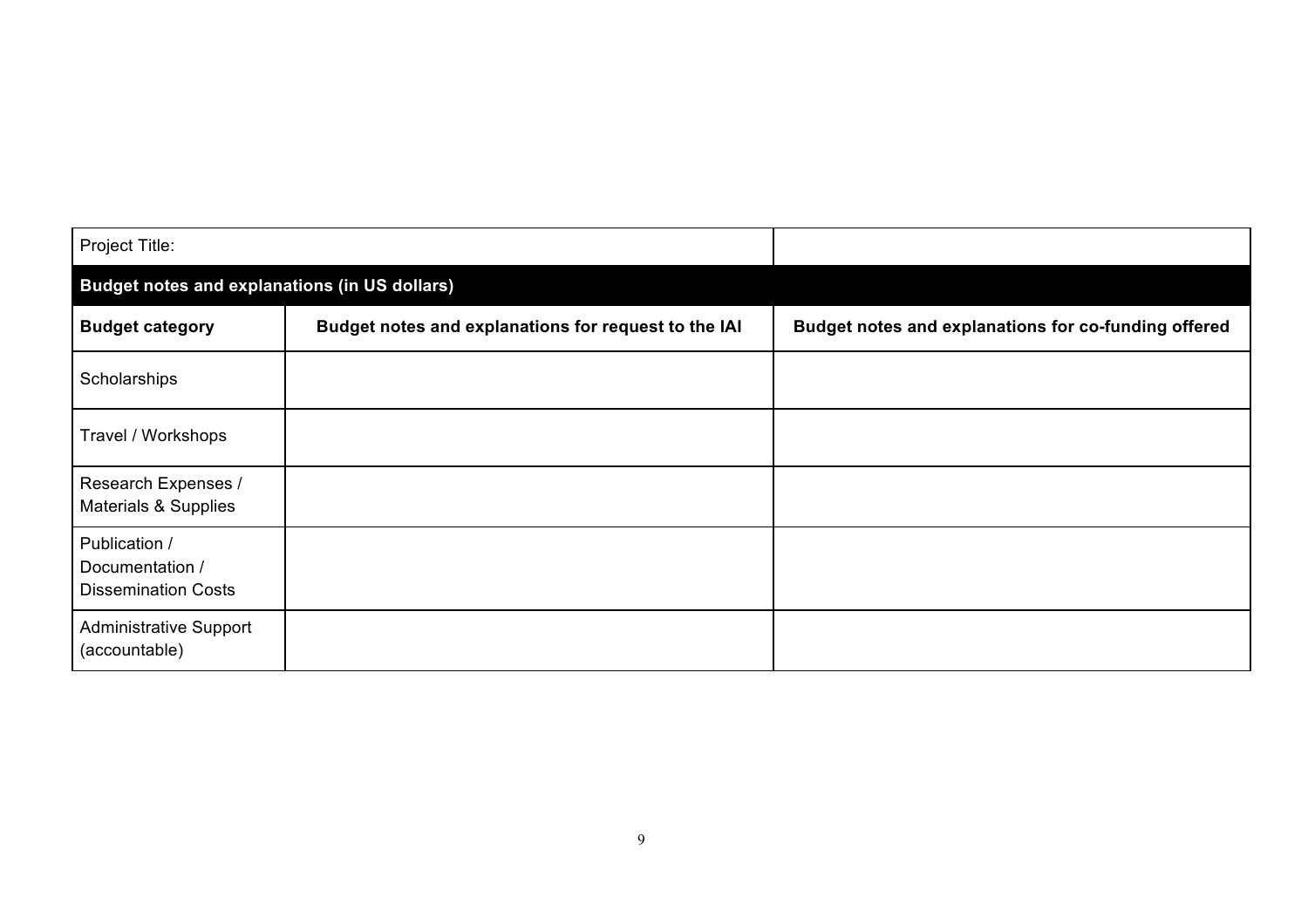| Project Title: | | |
|---|---|---|
| **Budget notes and explanations (in US dollars)** | | |
| **Budget category** | **Budget notes and explanations for request to the IAI** | **Budget notes and explanations for co-funding offered** |
| Scholarships | | |
| Travel / Workshops | | |
| Research Expenses / Materials & Supplies | | |
| Publication / Documentation / Dissemination Costs | | |
| Administrative Support (accountable) | | |